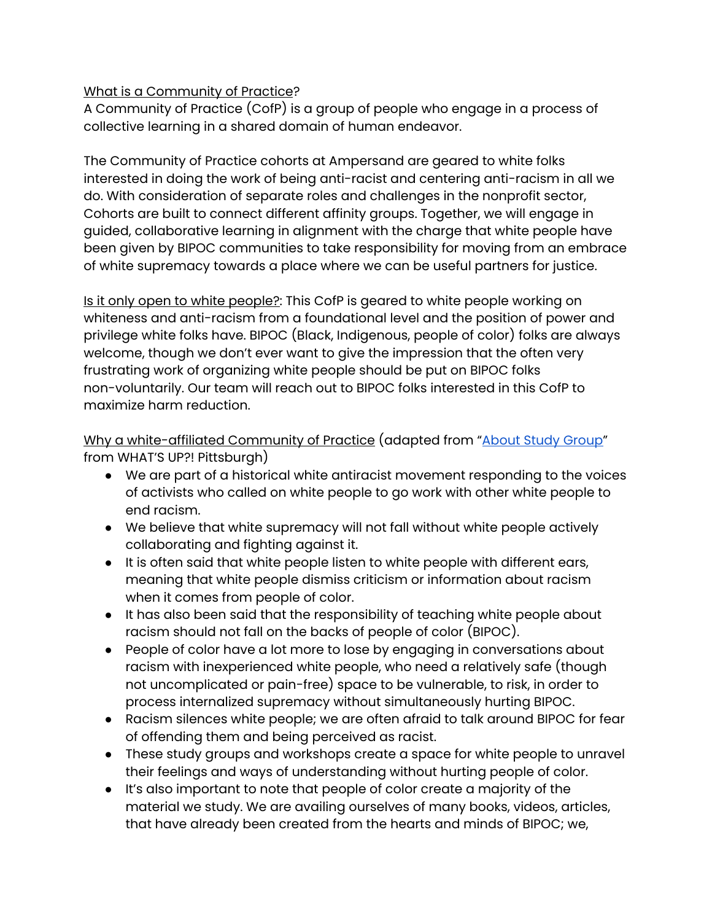What is a Community of Practice?

A Community of Practice (CofP) is a group of people who engage in a process of collective learning in a shared domain of human endeavor.

The Community of Practice cohorts at Ampersand are geared to white folks interested in doing the work of being anti-racist and centering anti-racism in all we do. With consideration of separate roles and challenges in the nonprofit sector, Cohorts are built to connect different affinity groups. Together, we will engage in guided, collaborative learning in alignment with the charge that white people have been given by BIPOC communities to take responsibility for moving from an embrace of white supremacy towards a place where we can be useful partners for justice.

Is it only open to white people?: This CofP is geared to white people working on whiteness and anti-racism from a foundational level and the position of power and privilege white folks have. BIPOC (Black, Indigenous, people of color) folks are always welcome, though we don't ever want to give the impression that the often very frustrating work of organizing white people should be put on BIPOC folks non-voluntarily. Our team will reach out to BIPOC folks interested in this CofP to maximize harm reduction.

Why a white-affiliated Community of Practice (adapted from "About Study Group" from WHAT'S UP?! Pittsburgh)

- We are part of a historical white antiracist movement responding to the voices of activists who called on white people to go work with other white people to end racism.
- We believe that white supremacy will not fall without white people actively collaborating and fighting against it.
- It is often said that white people listen to white people with different ears, meaning that white people dismiss criticism or information about racism when it comes from people of color.
- It has also been said that the responsibility of teaching white people about racism should not fall on the backs of people of color (BIPOC).
- People of color have a lot more to lose by engaging in conversations about racism with inexperienced white people, who need a relatively safe (though not uncomplicated or pain-free) space to be vulnerable, to risk, in order to process internalized supremacy without simultaneously hurting BIPOC.
- Racism silences white people; we are often afraid to talk around BIPOC for fear of offending them and being perceived as racist.
- These study groups and workshops create a space for white people to unravel their feelings and ways of understanding without hurting people of color.
- It's also important to note that people of color create a majority of the material we study. We are availing ourselves of many books, videos, articles, that have already been created from the hearts and minds of BIPOC; we,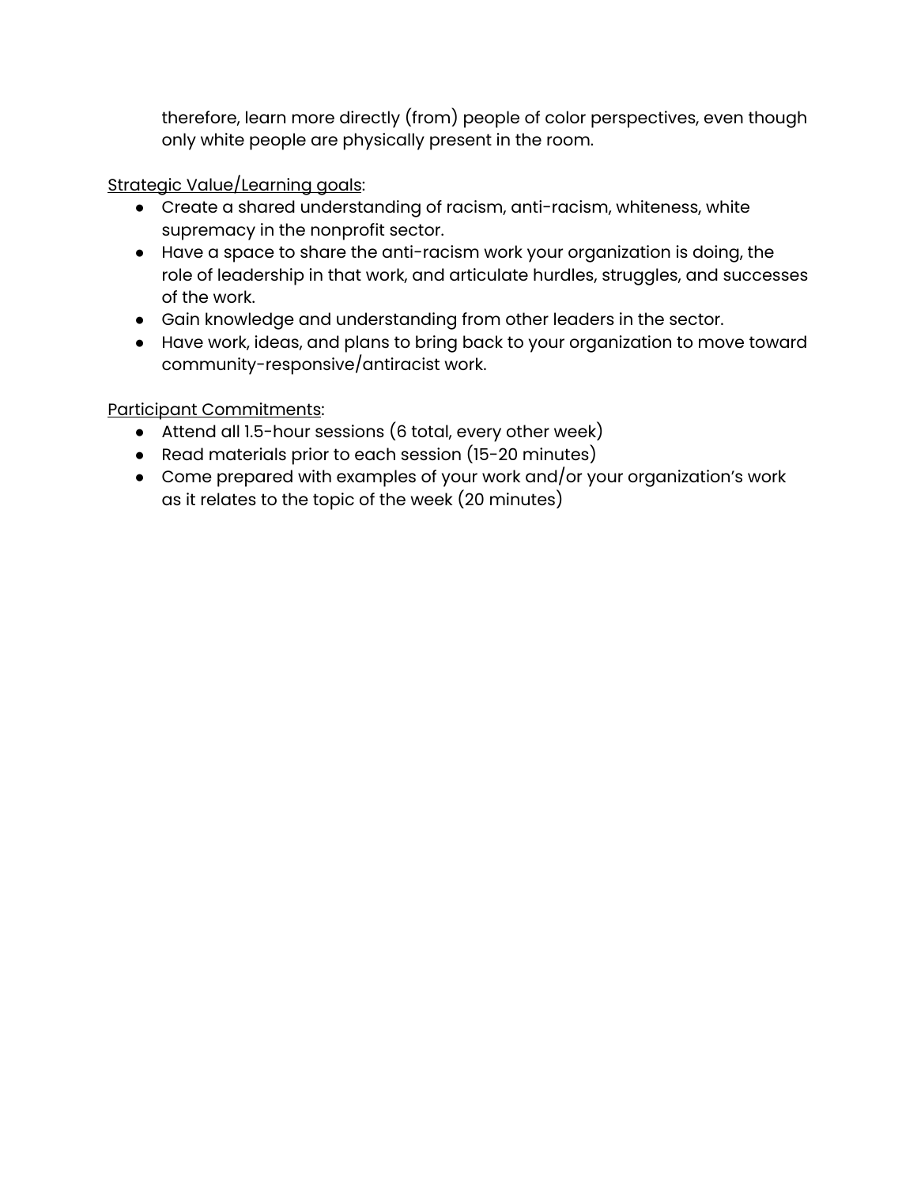therefore, learn more directly (from) people of color perspectives, even though only white people are physically present in the room.

<u>Strategic Value/Learning goals</u>:

- Create a shared understanding of racism, anti-racism, whiteness, white supremacy in the nonprofit sector.
- Have a space to share the anti-racism work your organization is doing, the role of leadership in that work, and articulate hurdles, struggles, and successes of the work.
- Gain knowledge and understanding from other leaders in the sector.
- Have work, ideas, and plans to bring back to your organization to move toward community-responsive/antiracist work.

<u>Participant Commitments</u>:

- Attend all 1.5-hour sessions (6 total, every other week)
- Read materials prior to each session (15-20 minutes)
- Come prepared with examples of your work and/or your organization's work as it relates to the topic of the week (20 minutes)